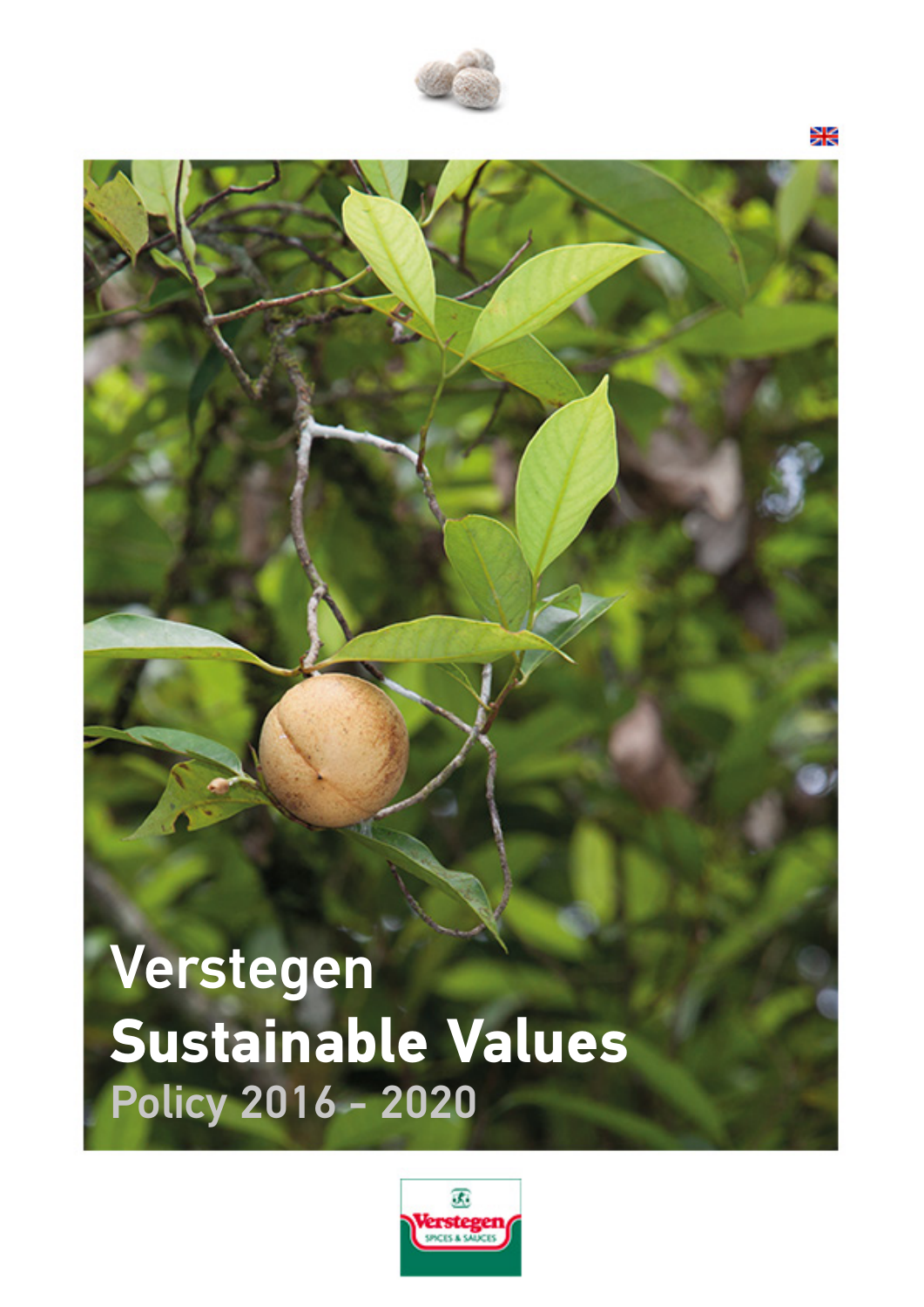# Verstegen Sustainable Values

## Policy 2016 - 2020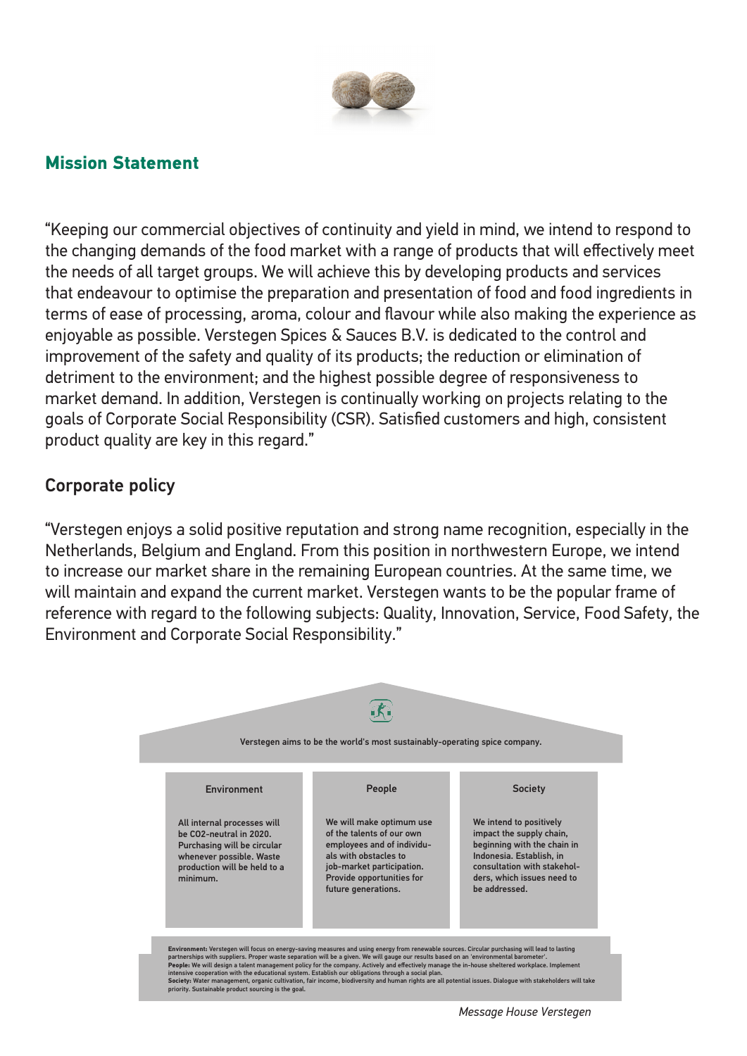## Mission Statement

"Keeping our commercial objectives of continuity and yield in mind, we intend to respond to the changing demands of the food market with a range of products that will effectively meet the needs of all target groups. We will achieve this by developing products and services that endeavour to optimise the preparation and presentation of food and food ingredients in terms of ease of processing, aroma, colour and flavour while also making the experience as enjoyable as possible. Verstegen Spices & Sauces B.V. is dedicated to the control and improvement of the safety and quality of its products; the reduction or elimination of detriment to the environment; and the highest possible degree of responsiveness to market demand. In addition, Verstegen is continually working on projects relating to the goals of Corporate Social Responsibility (CSR). Satisfied customers and high, consistent product quality are key in this regard."

### Corporate policy

"Verstegen enjoys a solid positive reputation and strong name recognition, especially in the Netherlands, Belgium and England. From this position in northwestern Europe, we intend to increase our market share in the remaining European countries. At the same time, we will maintain and expand the current market. Verstegen wants to be the popular frame of reference with regard to the following subjects: Quality, Innovation, Service, Food Safety, the Environment and Corporate Social Responsibility."

Verstegen aims to be the world's most sustainably-operating spice company.

| Environment | People | Society |
| --- | --- | --- |
| All internal processes will be CO2-neutral in 2020. Purchasing will be circular whenever possible. Waste production will be held to a minimum. | We will make optimum use of the talents of our own employees and of individuals with obstacles to job-market participation. Provide opportunities for future generations. | We intend to positively impact the supply chain, beginning with the chain in Indonesia. Establish, in consultation with stakeholders, which issues need to be addressed. |

**Environment:** Verstegen will focus on energy-saving measures and using energy from renewable sources. Circular purchasing will lead to lasting partnerships with suppliers. Proper waste separation will be a given. We will gauge our results based on an 'environmental barometer'.
**People:** We will design a talent management policy for the company. Actively and effectively manage the in-house sheltered workplace. Implement intensive cooperation with the educational system. Establish our obligations through a social plan.
**Society:** Water management, organic cultivation, fair income, biodiversity and human rights are all potential issues. Dialogue with stakeholders will take priority. Sustainable product sourcing is the goal.

*Message House Verstegen*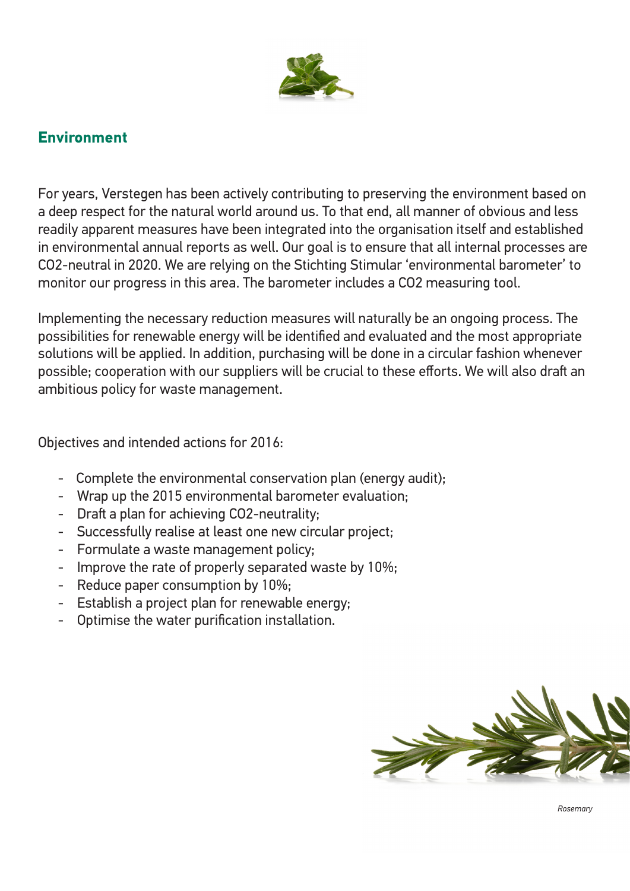## Environment

For years, Verstegen has been actively contributing to preserving the environment based on a deep respect for the natural world around us. To that end, all manner of obvious and less readily apparent measures have been integrated into the organisation itself and established in environmental annual reports as well. Our goal is to ensure that all internal processes are $CO_2$-neutral in 2020. We are relying on the Stichting Stimular 'environmental barometer' to monitor our progress in this area. The barometer includes a $CO_2$ measuring tool.

Implementing the necessary reduction measures will naturally be an ongoing process. The possibilities for renewable energy will be identified and evaluated and the most appropriate solutions will be applied. In addition, purchasing will be done in a circular fashion whenever possible; cooperation with our suppliers will be crucial to these efforts. We will also draft an ambitious policy for waste management.

Objectives and intended actions for 2016:

- Complete the environmental conservation plan (energy audit);
- Wrap up the 2015 environmental barometer evaluation;
- Draft a plan for achieving $CO_2$-neutrality;
- Successfully realise at least one new circular project;
- Formulate a waste management policy;
- Improve the rate of properly separated waste by 10%;
- Reduce paper consumption by 10%;
- Establish a project plan for renewable energy;
- Optimise the water purification installation.

*Rosemary*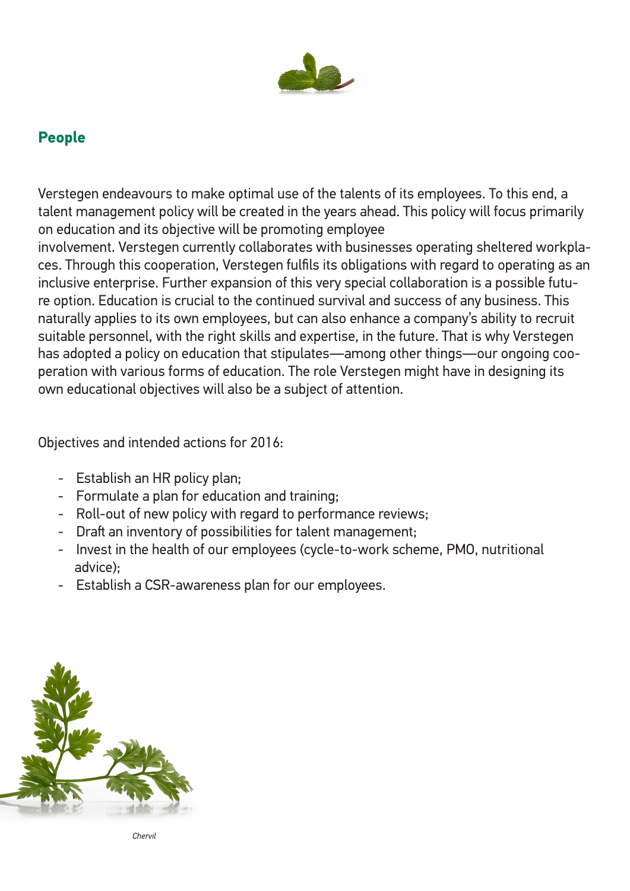## People

Verstegen endeavours to make optimal use of the talents of its employees. To this end, a talent management policy will be created in the years ahead. This policy will focus primarily on education and its objective will be promoting employee involvement. Verstegen currently collaborates with businesses operating sheltered workplaces. Through this cooperation, Verstegen fulfils its obligations with regard to operating as an inclusive enterprise. Further expansion of this very special collaboration is a possible future option. Education is crucial to the continued survival and success of any business. This naturally applies to its own employees, but can also enhance a company's ability to recruit suitable personnel, with the right skills and expertise, in the future. That is why Verstegen has adopted a policy on education that stipulates—among other things—our ongoing cooperation with various forms of education. The role Verstegen might have in designing its own educational objectives will also be a subject of attention.

Objectives and intended actions for 2016:

- Establish an HR policy plan;
- Formulate a plan for education and training;
- Roll-out of new policy with regard to performance reviews;
- Draft an inventory of possibilities for talent management;
- Invest in the health of our employees (cycle-to-work scheme, PMO, nutritional advice);
- Establish a CSR-awareness plan for our employees.

*Chervil*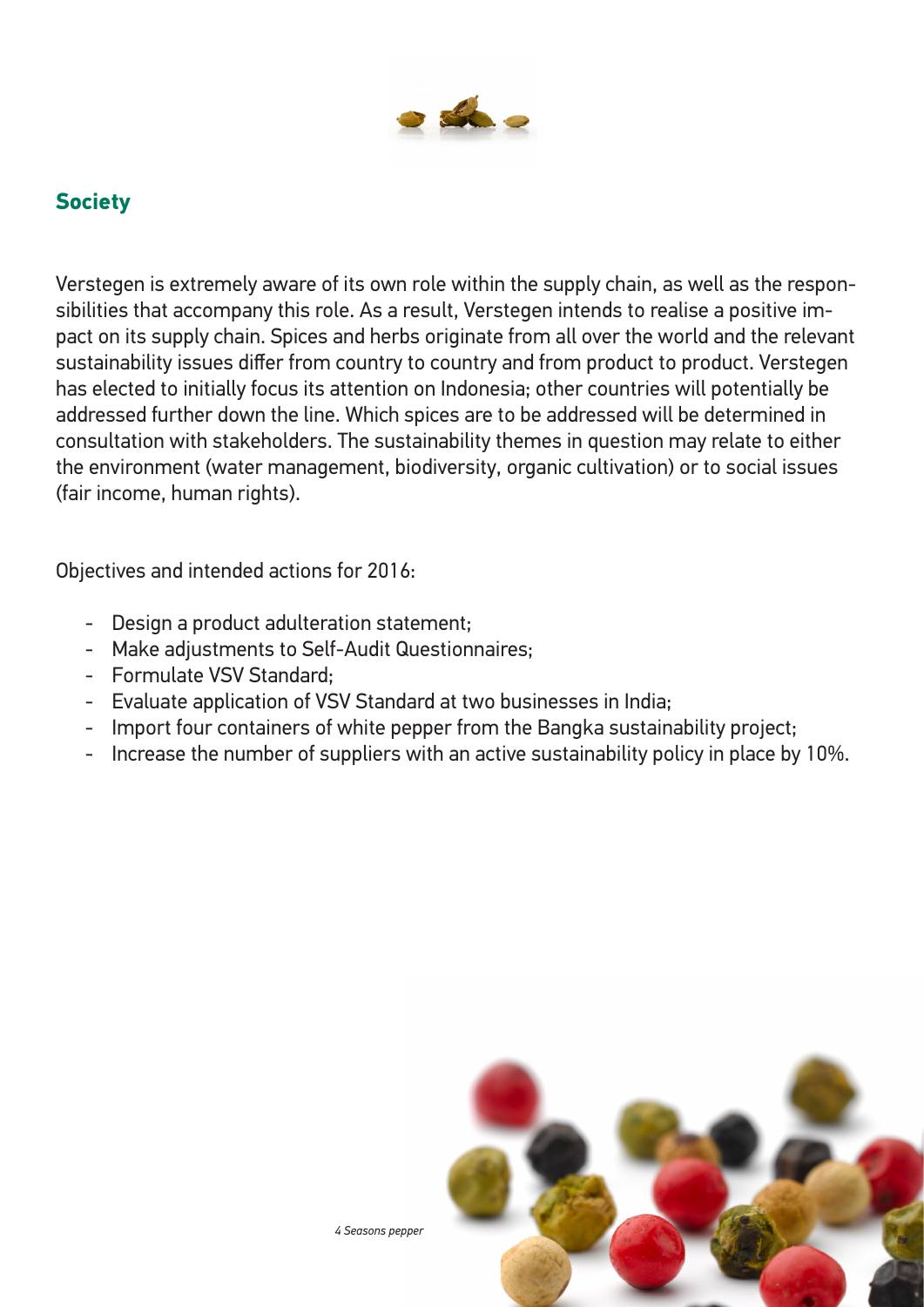## Society

Verstegen is extremely aware of its own role within the supply chain, as well as the responsibilities that accompany this role. As a result, Verstegen intends to realise a positive impact on its supply chain. Spices and herbs originate from all over the world and the relevant sustainability issues differ from country to country and from product to product. Verstegen has elected to initially focus its attention on Indonesia; other countries will potentially be addressed further down the line. Which spices are to be addressed will be determined in consultation with stakeholders. The sustainability themes in question may relate to either the environment (water management, biodiversity, organic cultivation) or to social issues (fair income, human rights).

Objectives and intended actions for 2016:

- Design a product adulteration statement;
- Make adjustments to Self-Audit Questionnaires;
- Formulate VSV Standard;
- Evaluate application of VSV Standard at two businesses in India;
- Import four containers of white pepper from the Bangka sustainability project;
- Increase the number of suppliers with an active sustainability policy in place by 10%.

*4 Seasons pepper*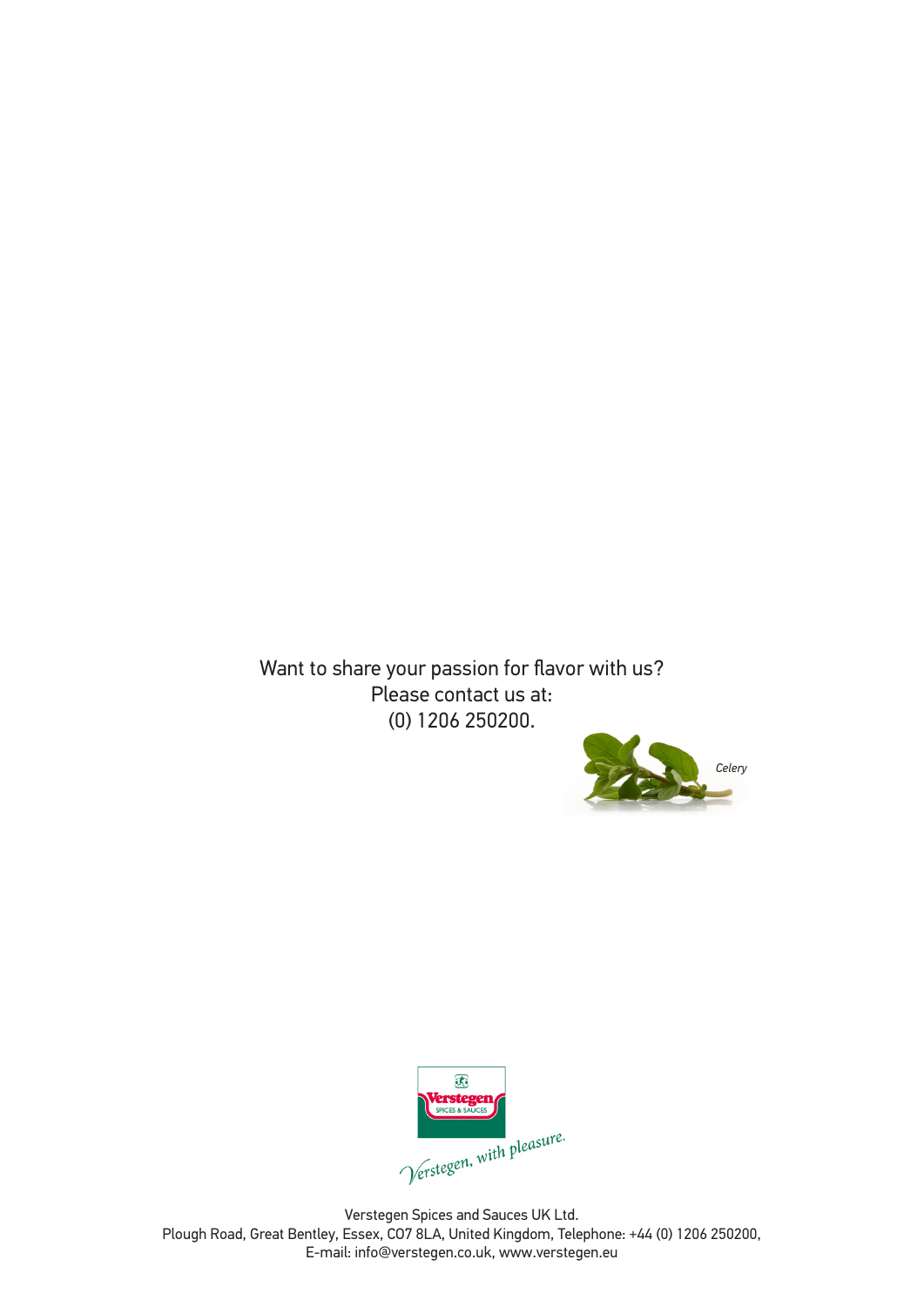Want to share your passion for flavor with us?
Please contact us at:
(0) 1206 250200.

*Celery*

Verstegen Spices and Sauces UK Ltd.
Plough Road, Great Bentley, Essex, CO7 8LA, United Kingdom, Telephone: +44 (0) 1206 250200,
E-mail: info@verstegen.co.uk, www.verstegen.eu